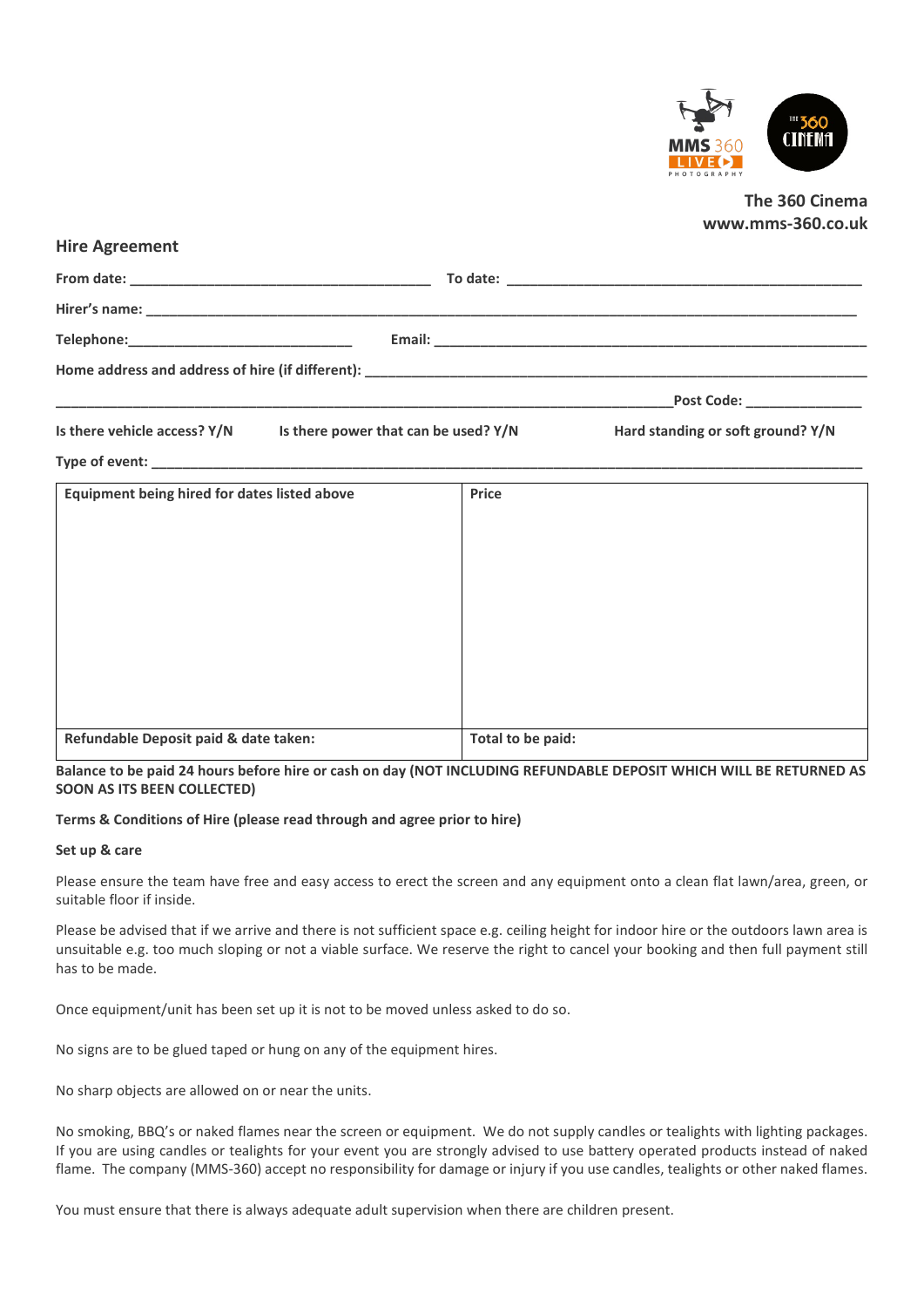**The 360 Cinema**
**www.mms-360.co.uk**

## Hire Agreement

**From date:** ______________________________________ **To date:** ______________________________________________

**Hirer's name:** ____________________________________________________________________________________________

**Telephone:**_____________________________ **Email:** ________________________________________________________

**Home address and address of hire (if different):** _________________________________________________________

_______________________________________________________________________________**Post Code:** _______________

**Is there vehicle access? Y/N** **Is there power that can be used? Y/N** **Hard standing or soft ground? Y/N**

**Type of event:** _____________________________________________________________________________________________

| Equipment being hired for dates listed above | Price |
| --- | --- |
| | |
| **Refundable Deposit paid & date taken:** | **Total to be paid:** |

**Balance to be paid 24 hours before hire or cash on day (NOT INCLUDING REFUNDABLE DEPOSIT WHICH WILL BE RETURNED AS SOON AS ITS BEEN COLLECTED)**

**Terms & Conditions of Hire (please read through and agree prior to hire)**

**Set up & care**

Please ensure the team have free and easy access to erect the screen and any equipment onto a clean flat lawn/area, green, or suitable floor if inside.

Please be advised that if we arrive and there is not sufficient space e.g. ceiling height for indoor hire or the outdoors lawn area is unsuitable e.g. too much sloping or not a viable surface. We reserve the right to cancel your booking and then full payment still has to be made.

Once equipment/unit has been set up it is not to be moved unless asked to do so.

No signs are to be glued taped or hung on any of the equipment hires.

No sharp objects are allowed on or near the units.

No smoking, BBQ's or naked flames near the screen or equipment. We do not supply candles or tealights with lighting packages. If you are using candles or tealights for your event you are strongly advised to use battery operated products instead of naked flame. The company (MMS-360) accept no responsibility for damage or injury if you use candles, tealights or other naked flames.

You must ensure that there is always adequate adult supervision when there are children present.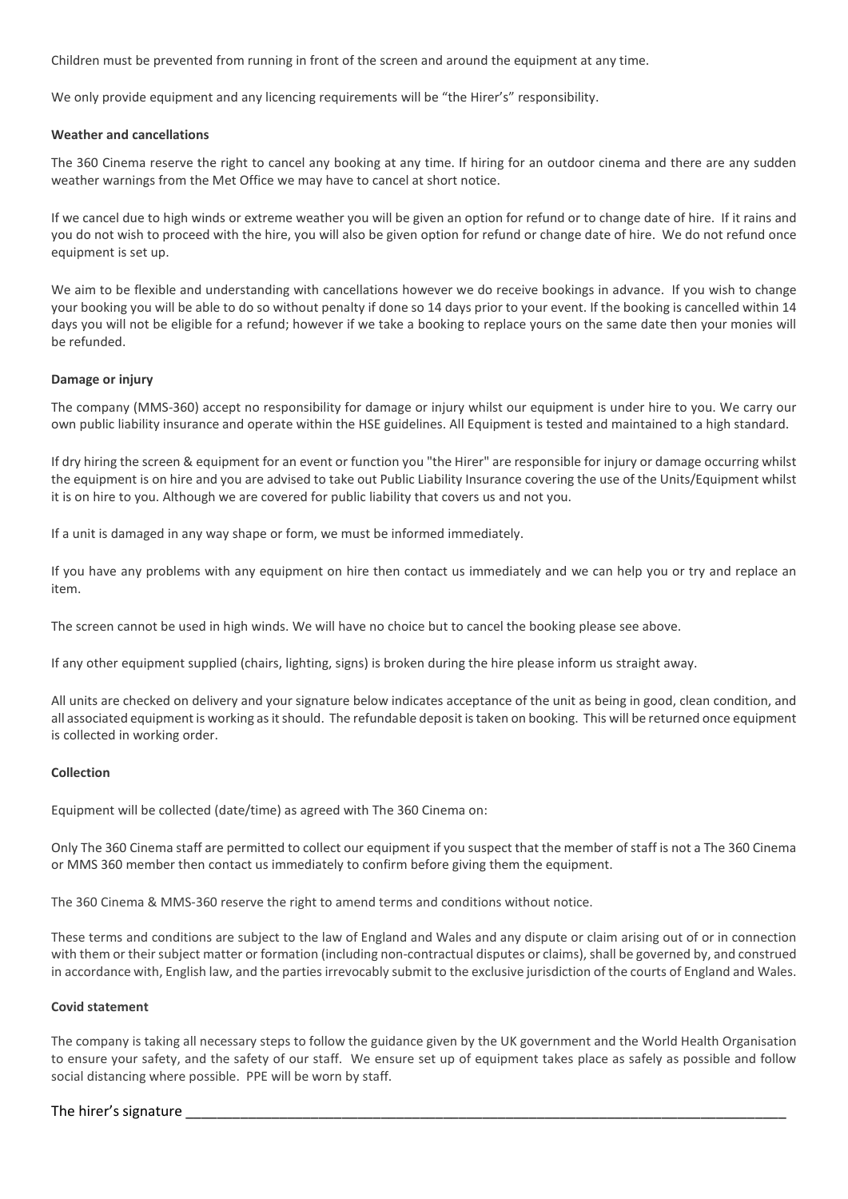Children must be prevented from running in front of the screen and around the equipment at any time.

We only provide equipment and any licencing requirements will be "the Hirer's" responsibility.

**Weather and cancellations**

The 360 Cinema reserve the right to cancel any booking at any time. If hiring for an outdoor cinema and there are any sudden weather warnings from the Met Office we may have to cancel at short notice.

If we cancel due to high winds or extreme weather you will be given an option for refund or to change date of hire. If it rains and you do not wish to proceed with the hire, you will also be given option for refund or change date of hire. We do not refund once equipment is set up.

We aim to be flexible and understanding with cancellations however we do receive bookings in advance. If you wish to change your booking you will be able to do so without penalty if done so 14 days prior to your event. If the booking is cancelled within 14 days you will not be eligible for a refund; however if we take a booking to replace yours on the same date then your monies will be refunded.

**Damage or injury**

The company (MMS-360) accept no responsibility for damage or injury whilst our equipment is under hire to you. We carry our own public liability insurance and operate within the HSE guidelines. All Equipment is tested and maintained to a high standard.

If dry hiring the screen & equipment for an event or function you "the Hirer" are responsible for injury or damage occurring whilst the equipment is on hire and you are advised to take out Public Liability Insurance covering the use of the Units/Equipment whilst it is on hire to you. Although we are covered for public liability that covers us and not you.

If a unit is damaged in any way shape or form, we must be informed immediately.

If you have any problems with any equipment on hire then contact us immediately and we can help you or try and replace an item.

The screen cannot be used in high winds. We will have no choice but to cancel the booking please see above.

If any other equipment supplied (chairs, lighting, signs) is broken during the hire please inform us straight away.

All units are checked on delivery and your signature below indicates acceptance of the unit as being in good, clean condition, and all associated equipment is working as it should. The refundable deposit is taken on booking. This will be returned once equipment is collected in working order.

**Collection**

Equipment will be collected (date/time) as agreed with The 360 Cinema on:

Only The 360 Cinema staff are permitted to collect our equipment if you suspect that the member of staff is not a The 360 Cinema or MMS 360 member then contact us immediately to confirm before giving them the equipment.

The 360 Cinema & MMS-360 reserve the right to amend terms and conditions without notice.

These terms and conditions are subject to the law of England and Wales and any dispute or claim arising out of or in connection with them or their subject matter or formation (including non-contractual disputes or claims), shall be governed by, and construed in accordance with, English law, and the parties irrevocably submit to the exclusive jurisdiction of the courts of England and Wales.

**Covid statement**

The company is taking all necessary steps to follow the guidance given by the UK government and the World Health Organisation to ensure your safety, and the safety of our staff. We ensure set up of equipment takes place as safely as possible and follow social distancing where possible. PPE will be worn by staff.

The hirer's signature ______________________________________________________________________________